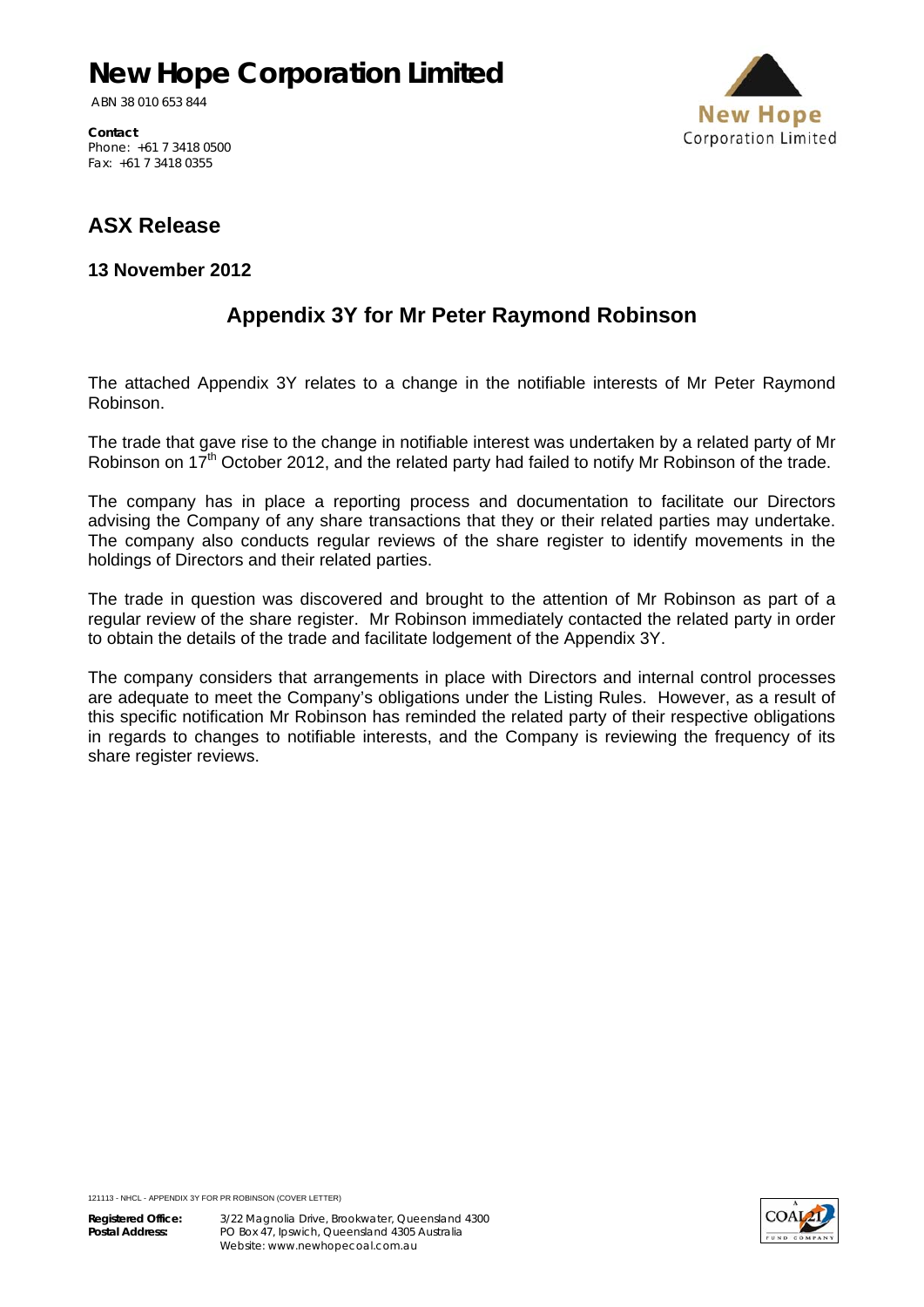# New Hope Corporation Limited

ABN 38 010 653 844

**Contact**
Phone: +61 7 3418 0500
Fax: +61 7 3418 0355

## ASX Release

**13 November 2012**

## Appendix 3Y for Mr Peter Raymond Robinson

The attached Appendix 3Y relates to a change in the notifiable interests of Mr Peter Raymond Robinson.

The trade that gave rise to the change in notifiable interest was undertaken by a related party of Mr Robinson on 17th October 2012, and the related party had failed to notify Mr Robinson of the trade.

The company has in place a reporting process and documentation to facilitate our Directors advising the Company of any share transactions that they or their related parties may undertake. The company also conducts regular reviews of the share register to identify movements in the holdings of Directors and their related parties.

The trade in question was discovered and brought to the attention of Mr Robinson as part of a regular review of the share register. Mr Robinson immediately contacted the related party in order to obtain the details of the trade and facilitate lodgement of the Appendix 3Y.

The company considers that arrangements in place with Directors and internal control processes are adequate to meet the Company's obligations under the Listing Rules. However, as a result of this specific notification Mr Robinson has reminded the related party of their respective obligations in regards to changes to notifiable interests, and the Company is reviewing the frequency of its share register reviews.

121113 - NHCL - APPENDIX 3Y FOR PR ROBINSON (COVER LETTER)

**Registered Office:** 3/22 Magnolia Drive, Brookwater, Queensland 4300
**Postal Address:** PO Box 47, Ipswich, Queensland 4305 Australia
Website: www.newhopecoal.com.au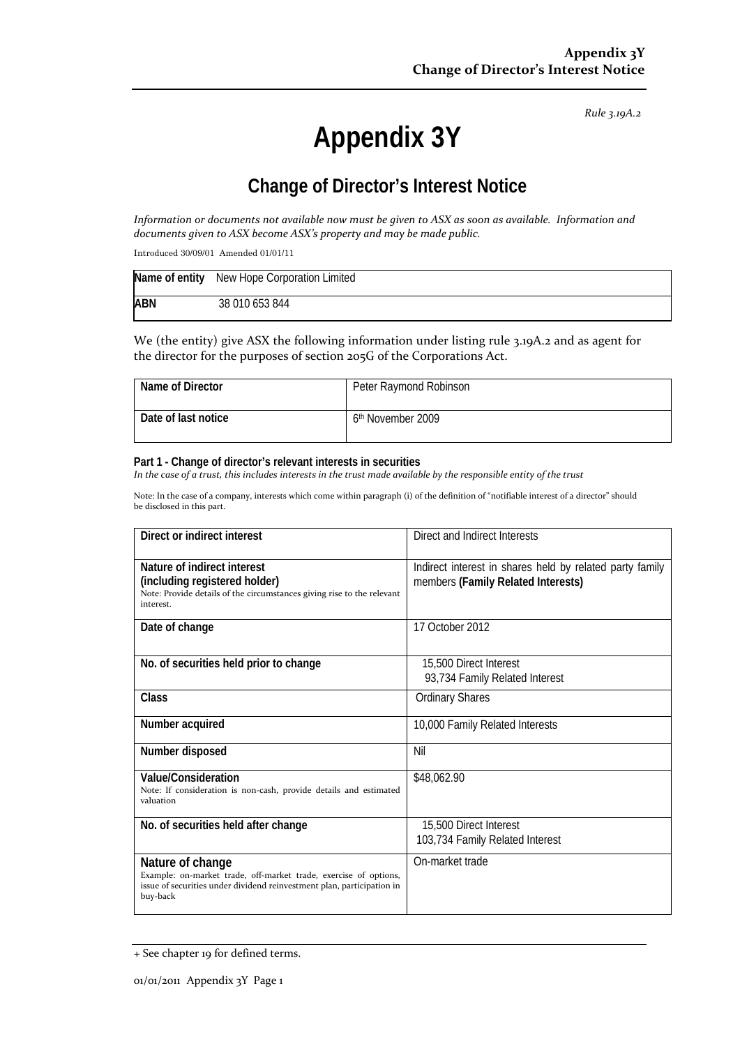*Rule 3.19A.2*

# Appendix 3Y

## Change of Director's Interest Notice

*Information or documents not available now must be given to ASX as soon as available. Information and documents given to ASX become ASX's property and may be made public.*

Introduced 30/09/01 Amended 01/01/11

| Name of entity | New Hope Corporation Limited |
|---|---|
| ABN | 38 010 653 844 |

We (the entity) give ASX the following information under listing rule 3.19A.2 and as agent for the director for the purposes of section 205G of the Corporations Act.

| Name of Director | Peter Raymond Robinson |
|---|---|
| Date of last notice | 6th November 2009 |

**Part 1 - Change of director's relevant interests in securities**

*In the case of a trust, this includes interests in the trust made available by the responsible entity of the trust*

Note: In the case of a company, interests which come within paragraph (i) of the definition of "notifiable interest of a director" should be disclosed in this part.

| | |
|---|---|
| **Direct or indirect interest** | Direct and Indirect Interests |
| **Nature of indirect interest (including registered holder)**<br>Note: Provide details of the circumstances giving rise to the relevant interest. | Indirect interest in shares held by related party family members **(Family Related Interests)** |
| **Date of change** | 17 October 2012 |
| **No. of securities held prior to change** | 15,500 Direct Interest<br>93,734 Family Related Interest |
| **Class** | Ordinary Shares |
| **Number acquired** | 10,000 Family Related Interests |
| **Number disposed** | Nil |
| **Value/Consideration**<br>Note: If consideration is non-cash, provide details and estimated valuation | $48,062.90 |
| **No. of securities held after change** | 15,500 Direct Interest<br>103,734 Family Related Interest |
| **Nature of change**<br>Example: on-market trade, off-market trade, exercise of options, issue of securities under dividend reinvestment plan, participation in buy-back | On-market trade |

+ See chapter 19 for defined terms.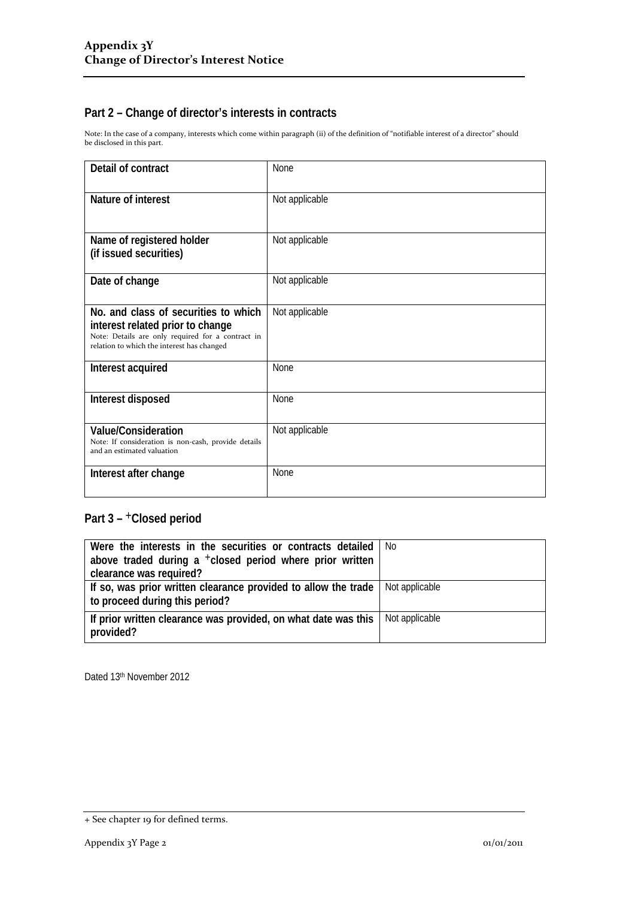## Part 2 – Change of director's interests in contracts

Note: In the case of a company, interests which come within paragraph (ii) of the definition of "notifiable interest of a director" should be disclosed in this part.

| | |
|---|---|
| **Detail of contract** | None |
| **Nature of interest** | Not applicable |
| **Name of registered holder (if issued securities)** | Not applicable |
| **Date of change** | Not applicable |
| **No. and class of securities to which interest related prior to change** Note: Details are only required for a contract in relation to which the interest has changed | Not applicable |
| **Interest acquired** | None |
| **Interest disposed** | None |
| **Value/Consideration** Note: If consideration is non-cash, provide details and an estimated valuation | Not applicable |
| **Interest after change** | None |

## Part 3 – +Closed period

| | |
|---|---|
| **Were the interests in the securities or contracts detailed above traded during a +closed period where prior written clearance was required?** | No |
| **If so, was prior written clearance provided to allow the trade to proceed during this period?** | Not applicable |
| **If prior written clearance was provided, on what date was this provided?** | Not applicable |

Dated 13th November 2012

+ See chapter 19 for defined terms.